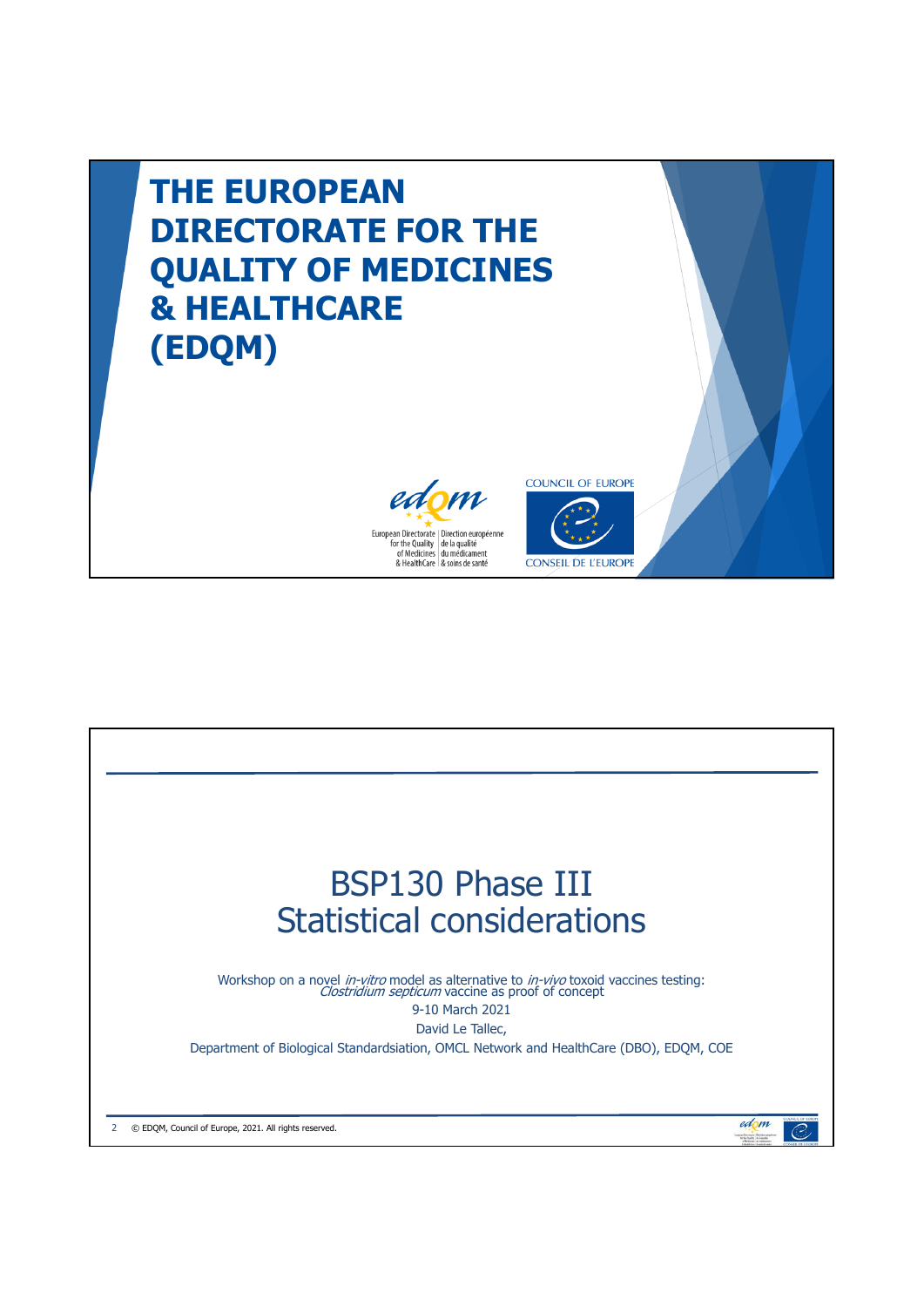# THE EUROPEAN DIRECTORATE FOR THE QUALITY OF MEDICINES & HEALTHCARE (EDQM)

European Directorate for the Quality of Medicines & HealthCare | Direction européenne de la qualité du médicament & soins de santé

COUNCIL OF EUROPE

CONSEIL DE L'EUROPE

---

# BSP130 Phase III
# Statistical considerations

Workshop on a novel *in-vitro* model as alternative to *in-vivo* toxoid vaccines testing: *Clostridium septicum* vaccine as proof of concept

9-10 March 2021

David Le Tallec,

Department of Biological Standardsiation, OMCL Network and HealthCare (DBO), EDQM, COE

© EDQM, Council of Europe, 2021. All rights reserved.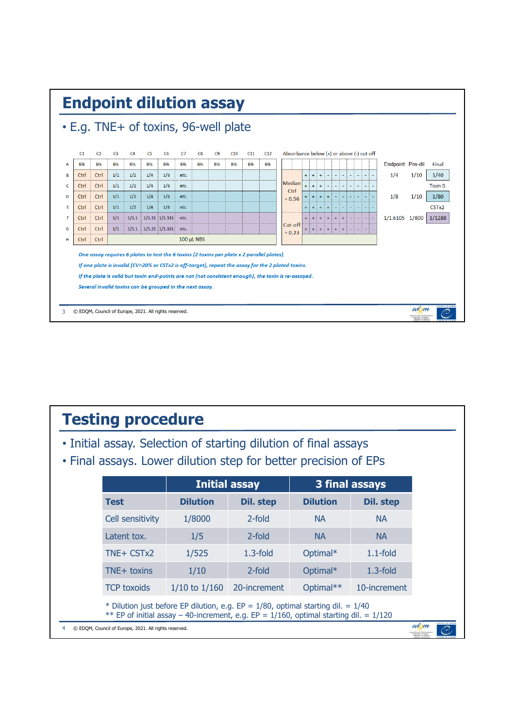# Endpoint dilution assay

- E.g. TNE+ of toxins, 96-well plate

| | C1 | C2 | C3 | C4 | C5 | C6 | C7 | C8 | C9 | C10 | C11 | C12 |
|---|---|---|---|---|---|---|---|---|---|---|---|---|
| A | Blk | Blk | Blk | Blk | Blk | Blk | Blk | Blk | Blk | Blk | Blk | Blk |
| B | Ctrl | Ctrl | 1/1 | 1/2 | 1/4 | 1/8 | etc. | | | | | |
| C | Ctrl | Ctrl | 1/1 | 1/2 | 1/4 | 1/8 | etc. | | | | | |
| D | Ctrl | Ctrl | 1/1 | 1/2 | 1/4 | 1/8 | etc. | | | | | |
| E | Ctrl | Ctrl | 1/1 | 1/2 | 1/4 | 1/8 | etc. | | | | | |
| F | Ctrl | Ctrl | 1/1 | 1/1.1 | 1/1.21 | 1/1.331 | etc. | | | | | |
| G | Ctrl | Ctrl | 1/1 | 1/1.1 | 1/1.21 | 1/1.331 | etc. | | | | | |
| H | Ctrl | Ctrl | 100 µL NBS | | | | | | | | | |

Absorbance below (+) or above (-) cut-off

| | | | | | | | | | | | | |
|---|---|---|---|---|---|---|---|---|---|---|---|---|
| B | Median Ctrl = 0.56 | + | + | + | - | - | - | - | - | - | - | - |
| C | | + | + | + | - | - | - | - | - | - | - | - |
| D | | + | + | + | + | - | - | - | - | - | - | - |
| E | | + | + | + | + | - | - | - | - | - | - | - |
| F | Cut-off = 0.23 | + | + | + | + | + | + | + | - | - | - | - |
| G | | + | + | + | + | + | + | + | - | - | - | - |

| | Endpoint | Pre-dil | Final |
|---|---|---|---|
| Toxin S (B–C) | 1/4 | 1/10 | 1/40 |
| (D–E) | 1/8 | 1/10 | 1/80 |
| CSTx2 (F–G) | 1/1.6105 | 1/800 | 1/1288 |

*One assay requires 6 plates to test the 6 toxins (2 toxins per plate x 2 parallel plates).*

*If one plate is invalid (CV>20% or CSTx2 is off-target), repeat the assay for the 2 plated toxins.*

*If the plate is valid but toxin end-points are not (not consistent enough), the toxin is re-assayed.*

*Several invalid toxins can be grouped in the next assay.*

© EDQM, Council of Europe, 2021. All rights reserved.

# Testing procedure

- Initial assay. Selection of starting dilution of final assays
- Final assays. Lower dilution step for better precision of EPs

| | Initial assay | | 3 final assays | |
|---|---|---|---|---|
| **Test** | **Dilution** | **Dil. step** | **Dilution** | **Dil. step** |
| Cell sensitivity | 1/8000 | 2-fold | NA | NA |
| Latent tox. | 1/5 | 2-fold | NA | NA |
| TNE+ CSTx2 | 1/525 | 1.3-fold | Optimal* | 1.1-fold |
| TNE+ toxins | 1/10 | 2-fold | Optimal* | 1.3-fold |
| TCP toxoids | 1/10 to 1/160 | 20-increment | Optimal** | 10-increment |

\* Dilution just before EP dilution, e.g. EP = 1/80, optimal starting dil. = 1/40
** EP of initial assay – 40-increment, e.g. EP = 1/160, optimal starting dil. = 1/120

© EDQM, Council of Europe, 2021. All rights reserved.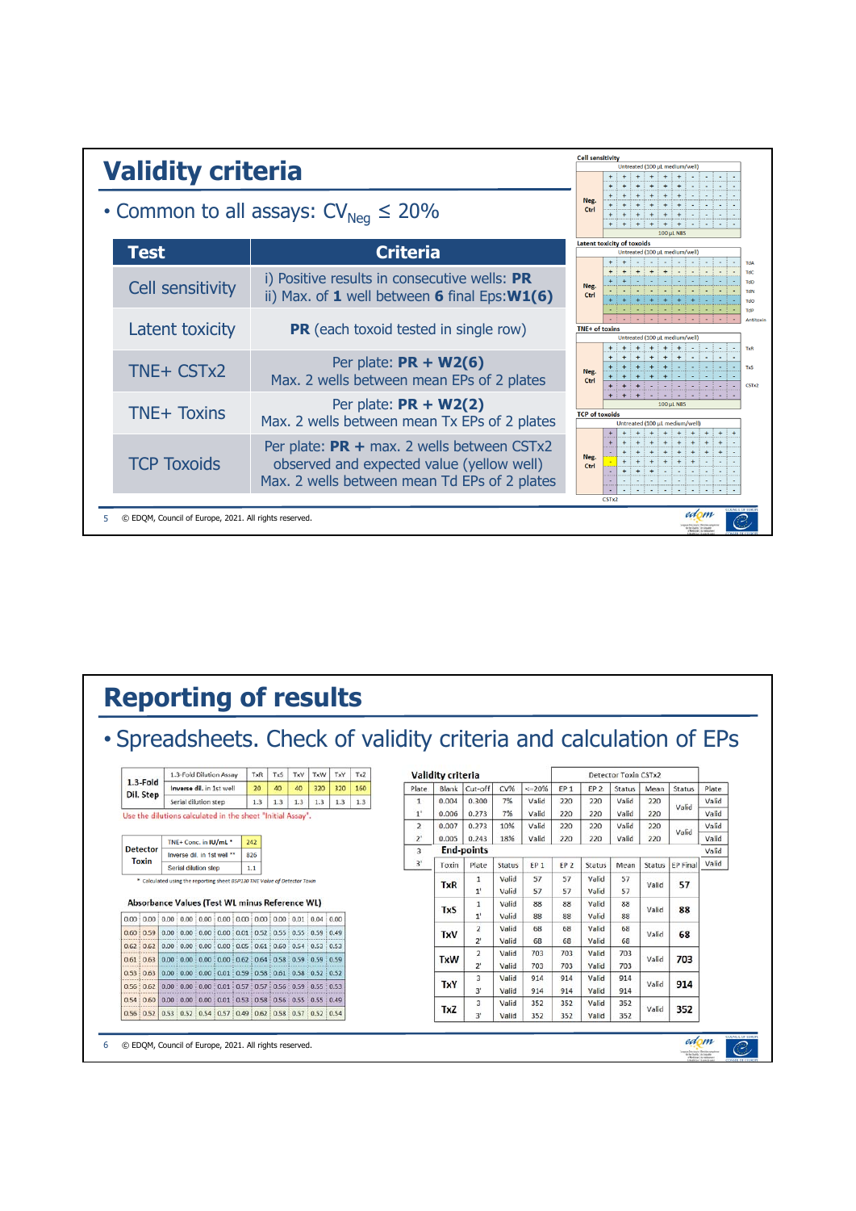# Validity criteria

- Common to all assays: $CV_{Neg} \leq 20\%$

| Test | Criteria |
|---|---|
| Cell sensitivity | i) Positive results in consecutive wells: **PR**<br>ii) Max. of **1** well between **6** final Eps:**W1(6)** |
| Latent toxicity | **PR** (each toxoid tested in single row) |
| TNE+ CSTx2 | Per plate: **PR + W2(6)**<br>Max. 2 wells between mean EPs of 2 plates |
| TNE+ Toxins | Per plate: **PR + W2(2)**<br>Max. 2 wells between mean Tx EPs of 2 plates |
| TCP Toxoids | Per plate: **PR +** max. 2 wells between CSTx2 observed and expected value (yellow well)<br>Max. 2 wells between mean Td EPs of 2 plates |

# Reporting of results

- Spreadsheets. Check of validity criteria and calculation of EPs

| 1.3-Fold Dil. Step | 1.3-Fold Dilution Assay | TxR | TxS | TxV | TxW | TxY | Tx2 |
|---|---|---|---|---|---|---|---|
| | Inverse dil. in 1st well | 20 | 40 | 40 | 320 | 320 | 160 |
| | Serial dilution step | 1.3 | 1.3 | 1.3 | 1.3 | 1.3 | 1.3 |

Use the dilutions calculated in the sheet "Initial Assay".

| Detector Toxin | | |
|---|---|---|
| | TNE+ Conc. in IU/mL * | 242 |
| | Inverse dil. in 1st well ** | 826 |
| | Serial dilution step | 1.1 |

* Calculated using the reporting sheet BSP130 TNE Value of Detector Toxin

Absorbance Values (Test WL minus Reference WL)

| | | | | | | | | | | | |
|---|---|---|---|---|---|---|---|---|---|---|---|
| 0.00 | 0.00 | 0.00 | 0.00 | 0.00 | 0.00 | 0.00 | 0.00 | 0.00 | 0.01 | 0.04 | 0.00 |
| 0.60 | 0.59 | 0.00 | 0.00 | 0.00 | 0.00 | 0.01 | 0.52 | 0.55 | 0.55 | 0.55 | 0.49 |
| 0.62 | 0.62 | 0.00 | 0.00 | 0.00 | 0.00 | 0.05 | 0.61 | 0.60 | 0.54 | 0.52 | 0.53 |
| 0.61 | 0.63 | 0.00 | 0.00 | 0.00 | 0.00 | 0.62 | 0.64 | 0.58 | 0.59 | 0.59 | 0.59 |
| 0.53 | 0.63 | 0.00 | 0.00 | 0.00 | 0.01 | 0.59 | 0.58 | 0.61 | 0.58 | 0.52 | 0.52 |
| 0.56 | 0.62 | 0.00 | 0.00 | 0.00 | 0.01 | 0.57 | 0.57 | 0.56 | 0.59 | 0.55 | 0.53 |
| 0.54 | 0.60 | 0.00 | 0.00 | 0.00 | 0.01 | 0.53 | 0.58 | 0.56 | 0.55 | 0.55 | 0.49 |
| 0.56 | 0.52 | 0.53 | 0.52 | 0.54 | 0.57 | 0.49 | 0.62 | 0.58 | 0.57 | 0.52 | 0.54 |

**Validity criteria**

| Plate | Blank | Cut-off | CV% | <=20% | Detector Toxin CSTx2 EP 1 | EP 2 | Status | Mean | Status | Plate |
|---|---|---|---|---|---|---|---|---|---|---|
| 1 | 0.004 | 0.300 | 7% | Valid | 220 | 220 | Valid | 220 | Valid | Valid |
| 1' | 0.006 | 0.273 | 7% | Valid | 220 | 220 | Valid | 220 | | Valid |
| 2 | 0.007 | 0.273 | 10% | Valid | 220 | 220 | Valid | 220 | Valid | Valid |
| 2' | 0.005 | 0.243 | 18% | Valid | 220 | 220 | Valid | 220 | | Valid |
| 3 | | | | | | | | | | Valid |
| 3' | | | | | | | | | | Valid |

**End-points**

| Toxin | Plate | Status | EP 1 | EP 2 | Status | Mean | Status | EP Final |
|---|---|---|---|---|---|---|---|---|
| TxR | 1 | Valid | 57 | 57 | Valid | 57 | Valid | 57 |
| | 1' | Valid | 57 | 57 | Valid | 57 | | |
| TxS | 1 | Valid | 88 | 88 | Valid | 88 | Valid | 88 |
| | 1' | Valid | 88 | 88 | Valid | 88 | | |
| TxV | 2 | Valid | 68 | 68 | Valid | 68 | Valid | 68 |
| | 2' | Valid | 68 | 68 | Valid | 68 | | |
| TxW | 2 | Valid | 703 | 703 | Valid | 703 | Valid | 703 |
| | 2' | Valid | 703 | 703 | Valid | 703 | | |
| TxY | 3 | Valid | 914 | 914 | Valid | 914 | Valid | 914 |
| | 3' | Valid | 914 | 914 | Valid | 914 | | |
| TxZ | 3 | Valid | 352 | 352 | Valid | 352 | Valid | 352 |
| | 3' | Valid | 352 | 352 | Valid | 352 | | |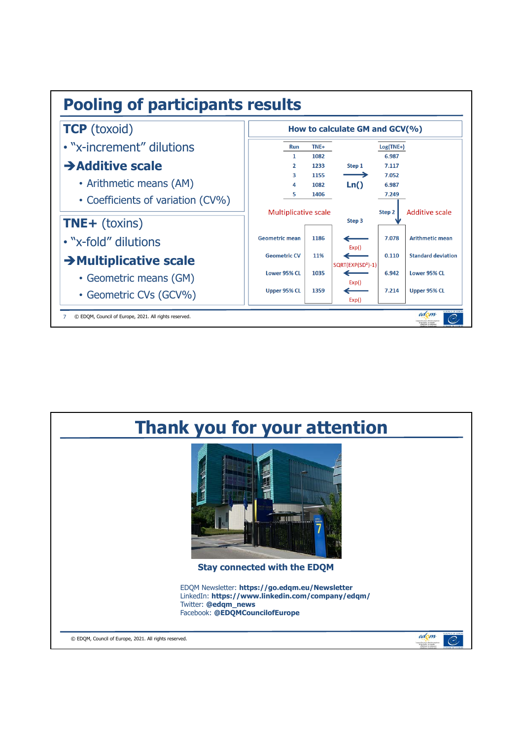# Pooling of participants results

**TCP** (toxoid)

- "x-increment" dilutions

**→Additive scale**

- Arithmetic means (AM)
- Coefficients of variation (CV%)

**TNE+** (toxins)

- "x-fold" dilutions

**→Multiplicative scale**

- Geometric means (GM)
- Geometric CVs (GCV%)

**How to calculate GM and GCV(%)**

| Run | TNE+ | | Log(TNE+) |
|---|---|---|---|
| 1 | 1082 | | 6.987 |
| 2 | 1233 | Step 1 | 7.117 |
| 3 | 1155 | → | 7.052 |
| 4 | 1082 | Ln() | 6.987 |
| 5 | 1406 | | 7.249 |

Multiplicative scale — Step 3 — Step 2 — Additive scale

| Multiplicative scale | | | | Additive scale |
|---|---|---|---|---|
| Geometric mean | 1186 | ← Exp() | 7.078 | Arithmetic mean |
| Geometric CV | 11% | ← SQRT(EXP(SD²)-1) | 0.110 | Standard deviation |
| Lower 95% CL | 1035 | ← Exp() | 6.942 | Lower 95% CL |
| Upper 95% CL | 1359 | ← Exp() | 7.214 | Upper 95% CL |

© EDQM, Council of Europe, 2021. All rights reserved.

# Thank you for your attention

**Stay connected with the EDQM**

EDQM Newsletter: **https://go.edqm.eu/Newsletter**
LinkedIn: **https://www.linkedin.com/company/edqm/**
Twitter: **@edqm_news**
Facebook: **@EDQMCouncilofEurope**

© EDQM, Council of Europe, 2021. All rights reserved.